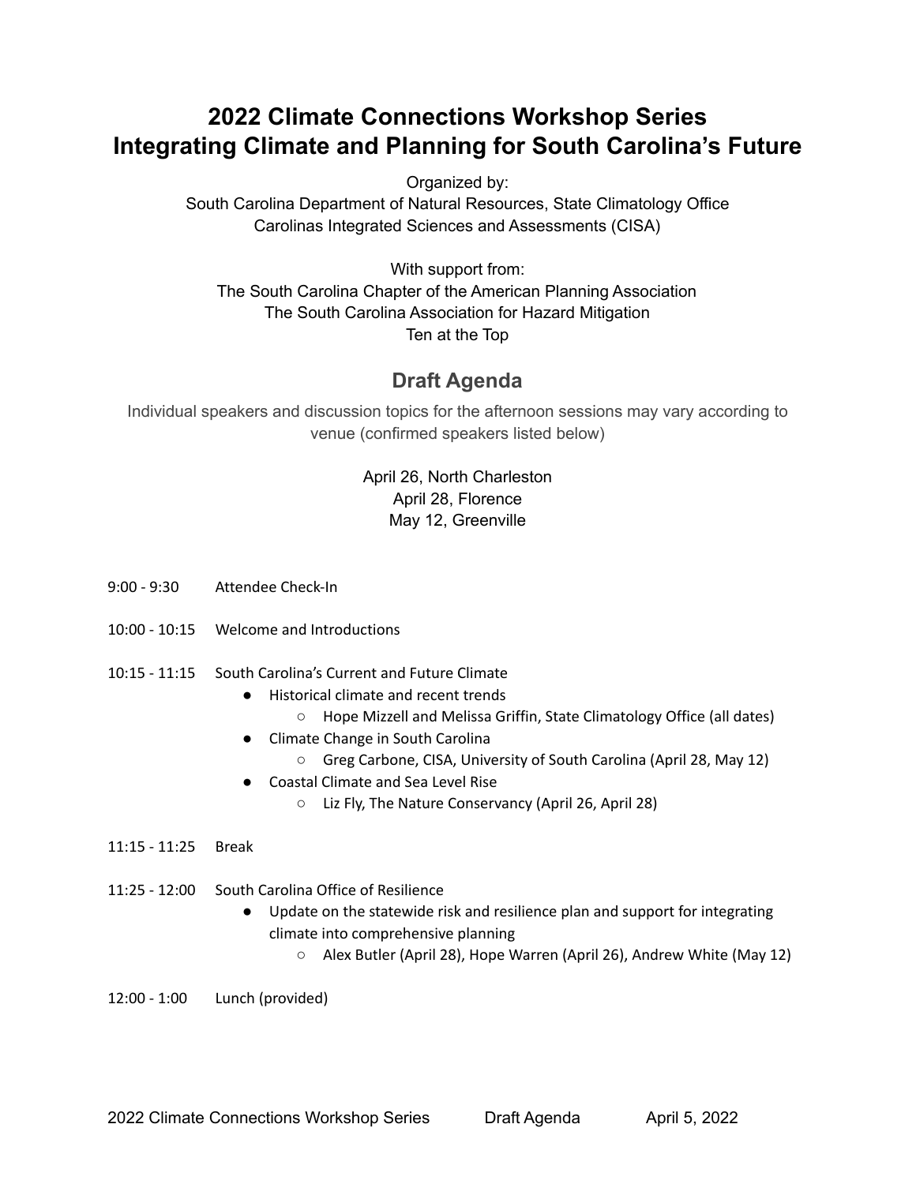# 2022 Climate Connections Workshop Series
# Integrating Climate and Planning for South Carolina's Future

Organized by:
South Carolina Department of Natural Resources, State Climatology Office
Carolinas Integrated Sciences and Assessments (CISA)

With support from:
The South Carolina Chapter of the American Planning Association
The South Carolina Association for Hazard Mitigation
Ten at the Top

## Draft Agenda

Individual speakers and discussion topics for the afternoon sessions may vary according to venue (confirmed speakers listed below)

April 26, North Charleston
April 28, Florence
May 12, Greenville

9:00 - 9:30 Attendee Check-In

10:00 - 10:15 Welcome and Introductions

10:15 - 11:15 South Carolina's Current and Future Climate

- Historical climate and recent trends
  - Hope Mizzell and Melissa Griffin, State Climatology Office (all dates)
- Climate Change in South Carolina
  - Greg Carbone, CISA, University of South Carolina (April 28, May 12)
- Coastal Climate and Sea Level Rise
  - Liz Fly, The Nature Conservancy (April 26, April 28)

11:15 - 11:25 Break

11:25 - 12:00 South Carolina Office of Resilience

- Update on the statewide risk and resilience plan and support for integrating climate into comprehensive planning
  - Alex Butler (April 28), Hope Warren (April 26), Andrew White (May 12)

12:00 - 1:00 Lunch (provided)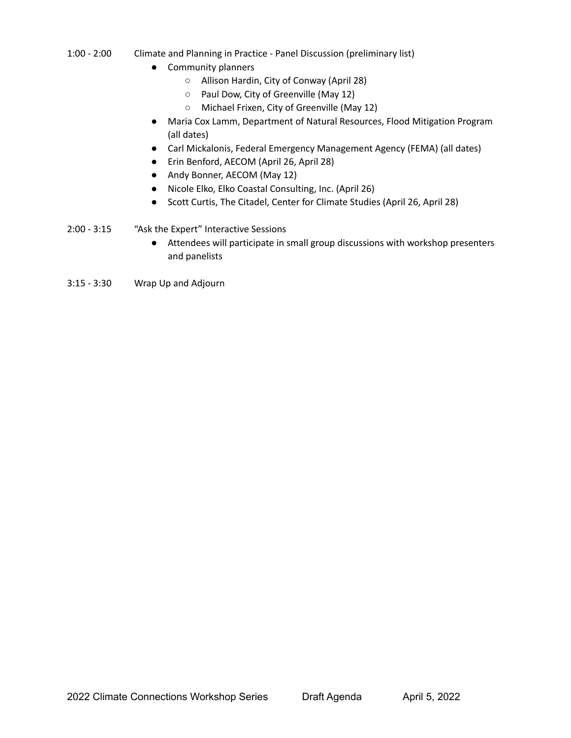1:00 - 2:00 Climate and Planning in Practice - Panel Discussion (preliminary list)

- Community planners
  - Allison Hardin, City of Conway (April 28)
  - Paul Dow, City of Greenville (May 12)
  - Michael Frixen, City of Greenville (May 12)
- Maria Cox Lamm, Department of Natural Resources, Flood Mitigation Program (all dates)
- Carl Mickalonis, Federal Emergency Management Agency (FEMA) (all dates)
- Erin Benford, AECOM (April 26, April 28)
- Andy Bonner, AECOM (May 12)
- Nicole Elko, Elko Coastal Consulting, Inc. (April 26)
- Scott Curtis, The Citadel, Center for Climate Studies (April 26, April 28)

2:00 - 3:15 "Ask the Expert" Interactive Sessions

- Attendees will participate in small group discussions with workshop presenters and panelists

3:15 - 3:30 Wrap Up and Adjourn